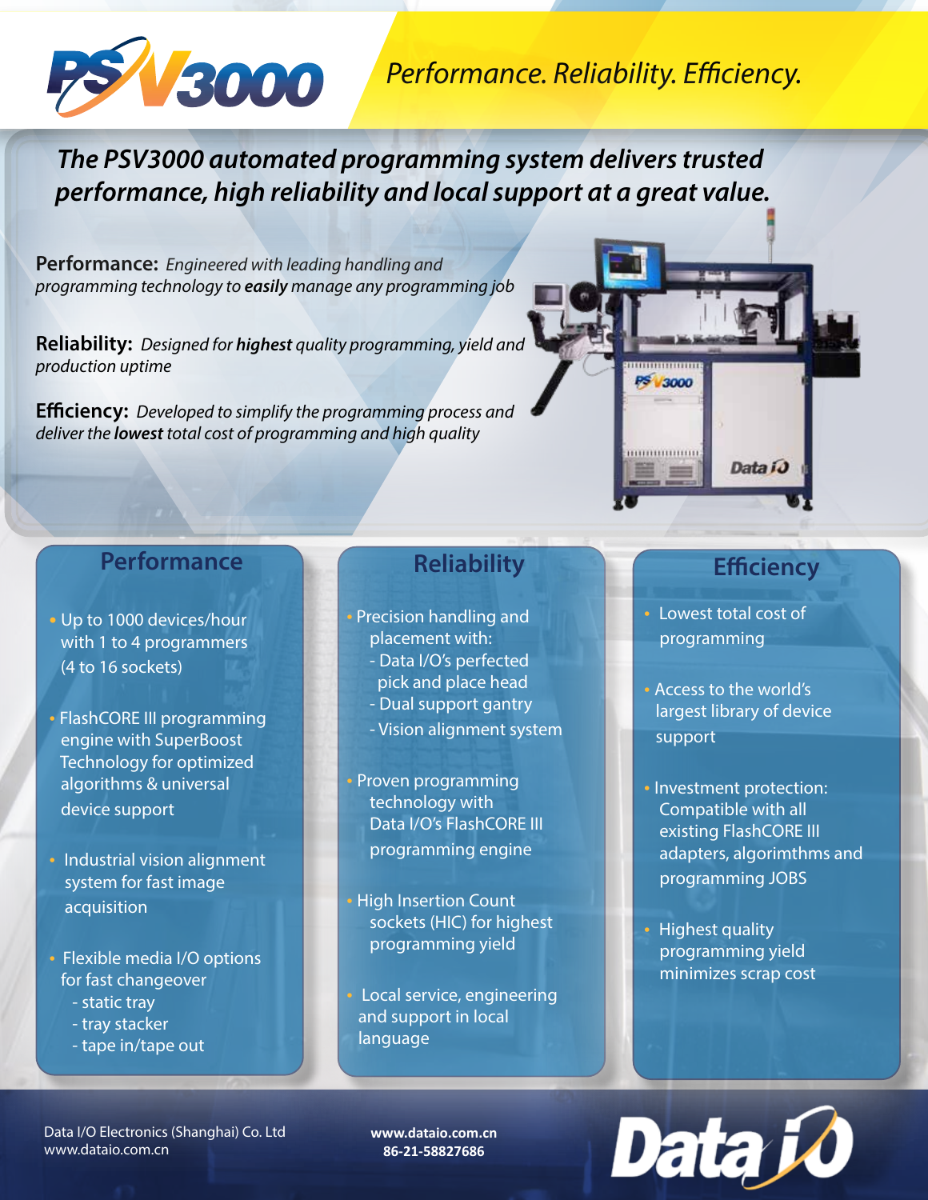# PSV3000

*Performance. Reliability. Efficiency.*

## *The PSV3000 automated programming system delivers trusted performance, high reliability and local support at a great value.*

**Performance:** *Engineered with leading handling and programming technology to **easily** manage any programming job*

**Reliability:** *Designed for **highest** quality programming, yield and production uptime*

**Efficiency:** *Developed to simplify the programming process and deliver the **lowest** total cost of programming and high quality*

### Performance

- Up to 1000 devices/hour with 1 to 4 programmers (4 to 16 sockets)
- FlashCORE III programming engine with SuperBoost Technology for optimized algorithms & universal device support
- Industrial vision alignment system for fast image acquisition
- Flexible media I/O options for fast changeover
  - static tray
  - tray stacker
  - tape in/tape out

### Reliability

- Precision handling and placement with:
  - Data I/O's perfected pick and place head
  - Dual support gantry
  - Vision alignment system
- Proven programming technology with Data I/O's FlashCORE III programming engine
- High Insertion Count sockets (HIC) for highest programming yield
- Local service, engineering and support in local language

### Efficiency

- Lowest total cost of programming
- Access to the world's largest library of device support
- Investment protection: Compatible with all existing FlashCORE III adapters, algorimthms and programming JOBS
- Highest quality programming yield minimizes scrap cost

Data I/O Electronics (Shanghai) Co. Ltd
www.dataio.com.cn

**www.dataio.com.cn**
**86-21-58827686**

Data I/O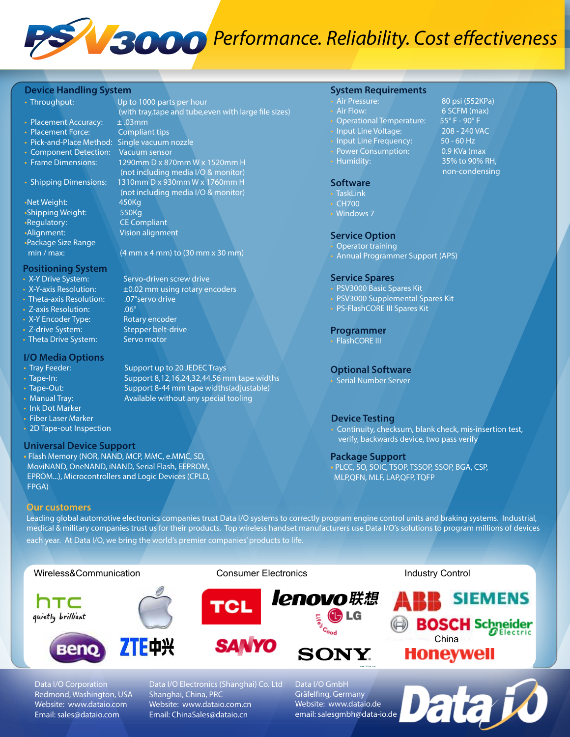# PSV3000 Performance. Reliability. Cost effectiveness

## Device Handling System

- Throughput: Up to 1000 parts per hour (with tray,tape and tube,even with large file sizes)
- Placement Accuracy: ± .03mm
- Placement Force: Compliant tips
- Pick-and-Place Method: Single vacuum nozzle
- Component Detection: Vacuum sensor
- Frame Dimensions: 1290mm D x 870mm W x 1520mm H (not including media I/O & monitor)
- Shipping Dimensions: 1310mm D x 930mm W x 1760mm H (not including media I/O & monitor)
- Net Weight: 450Kg
- Shipping Weight: 550Kg
- Regulatory: CE Compliant
- Alignment: Vision alignment
- Package Size Range min / max: (4 mm x 4 mm) to (30 mm x 30 mm)

## Positioning System

- X-Y Drive System: Servo-driven screw drive
- X-Y-axis Resolution: ±0.02 mm using rotary encoders
- Theta-axis Resolution: .07°servo drive
- Z-axis Resolution: .06°
- X-Y Encoder Type: Rotary encoder
- Z-drive System: Stepper belt-drive
- Theta Drive System: Servo motor

## I/O Media Options

- Tray Feeder: Support up to 20 JEDEC Trays
- Tape-In: Support 8,12,16,24,32,44,56 mm tape widths
- Tape-Out: Support 8-44 mm tape widths(adjustable)
- Manual Tray: Available without any special tooling
- Ink Dot Marker
- Fiber Laser Marker
- 2D Tape-out Inspection

## Universal Device Support

- Flash Memory (NOR, NAND, MCP, MMC, e.MMC, SD, MoviNAND, OneNAND, iNAND, Serial Flash, EEPROM, EPROM...), Microcontrollers and Logic Devices (CPLD, FPGA)

## System Requirements

- Air Pressure: 80 psi (552KPa)
- Air Flow: 6 SCFM (max)
- Operational Temperature: 55° F - 90° F
- Input Line Voltage: 208 - 240 VAC
- Input Line Frequency: 50 - 60 Hz
- Power Consumption: 0.9 KVa (max
- Humidity: 35% to 90% RH, non-condensing

## Software

- TaskLink
- CH700
- Windows 7

## Service Option

- Operator training
- Annual Programmer Support (APS)

## Service Spares

- PSV3000 Basic Spares Kit
- PSV3000 Supplemental Spares Kit
- PS-FlashCORE III Spares Kit

## Programmer

- FlashCORE III

## Optional Software

- Serial Number Server

## Device Testing

- Continuity, checksum, blank check, mis-insertion test, verify, backwards device, two pass verify

## Package Support

- PLCC, SO, SOIC, TSOP, TSSOP, SSOP, BGA, CSP, MLP,QFN, MLF, LAP,QFP, TQFP

## Our customers

Leading global automotive electronics companies trust Data I/O systems to correctly program engine control units and braking systems. Industrial, medical & military companies trust us for their products. Top wireless handset manufacturers use Data I/O's solutions to program millions of devices each year. At Data I/O, we bring the world's premier companies' products to life.

Wireless&Communication | Consumer Electronics | Industry Control

Data I/O Corporation
Redmond, Washington, USA
Website: www.dataio.com
Email: sales@dataio.com

Data I/O Electronics (Shanghai) Co. Ltd
Shanghai, China, PRC
Website: www.dataio.com.cn
Email: ChinaSales@dataio.cn

Data I/O GmbH
Gräfelfing, Germany
Website: www.dataio.de
email: salesgmbh@data-io.de